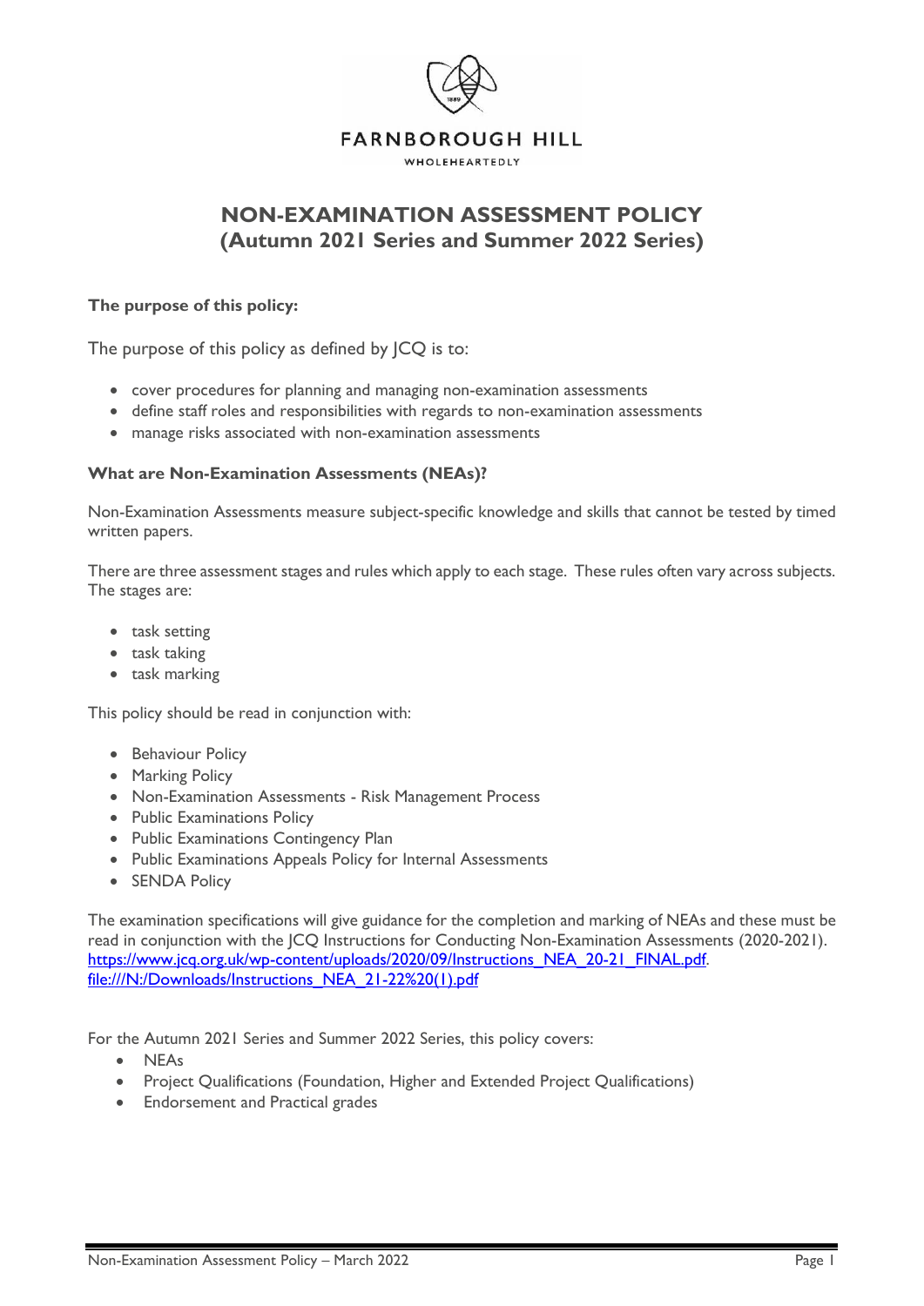FARNBOROUGH HILL

WHOLEHEARTEDLY

# NON-EXAMINATION ASSESSMENT POLICY (Autumn 2021 Series and Summer 2022 Series)

### The purpose of this policy:

The purpose of this policy as defined by JCQ is to:

- cover procedures for planning and managing non-examination assessments
- define staff roles and responsibilities with regards to non-examination assessments
- manage risks associated with non-examination assessments

### What are Non-Examination Assessments (NEAs)?

Non-Examination Assessments measure subject-specific knowledge and skills that cannot be tested by timed written papers.

There are three assessment stages and rules which apply to each stage. These rules often vary across subjects. The stages are:

- task setting
- task taking
- task marking

This policy should be read in conjunction with:

- Behaviour Policy
- Marking Policy
- Non-Examination Assessments - Risk Management Process
- Public Examinations Policy
- Public Examinations Contingency Plan
- Public Examinations Appeals Policy for Internal Assessments
- SENDA Policy

The examination specifications will give guidance for the completion and marking of NEAs and these must be read in conjunction with the JCQ Instructions for Conducting Non-Examination Assessments (2020-2021). https://www.jcq.org.uk/wp-content/uploads/2020/09/Instructions_NEA_20-21_FINAL.pdf. file:///N:/Downloads/Instructions_NEA_21-22%20(1).pdf

For the Autumn 2021 Series and Summer 2022 Series, this policy covers:

- NEAs
- Project Qualifications (Foundation, Higher and Extended Project Qualifications)
- Endorsement and Practical grades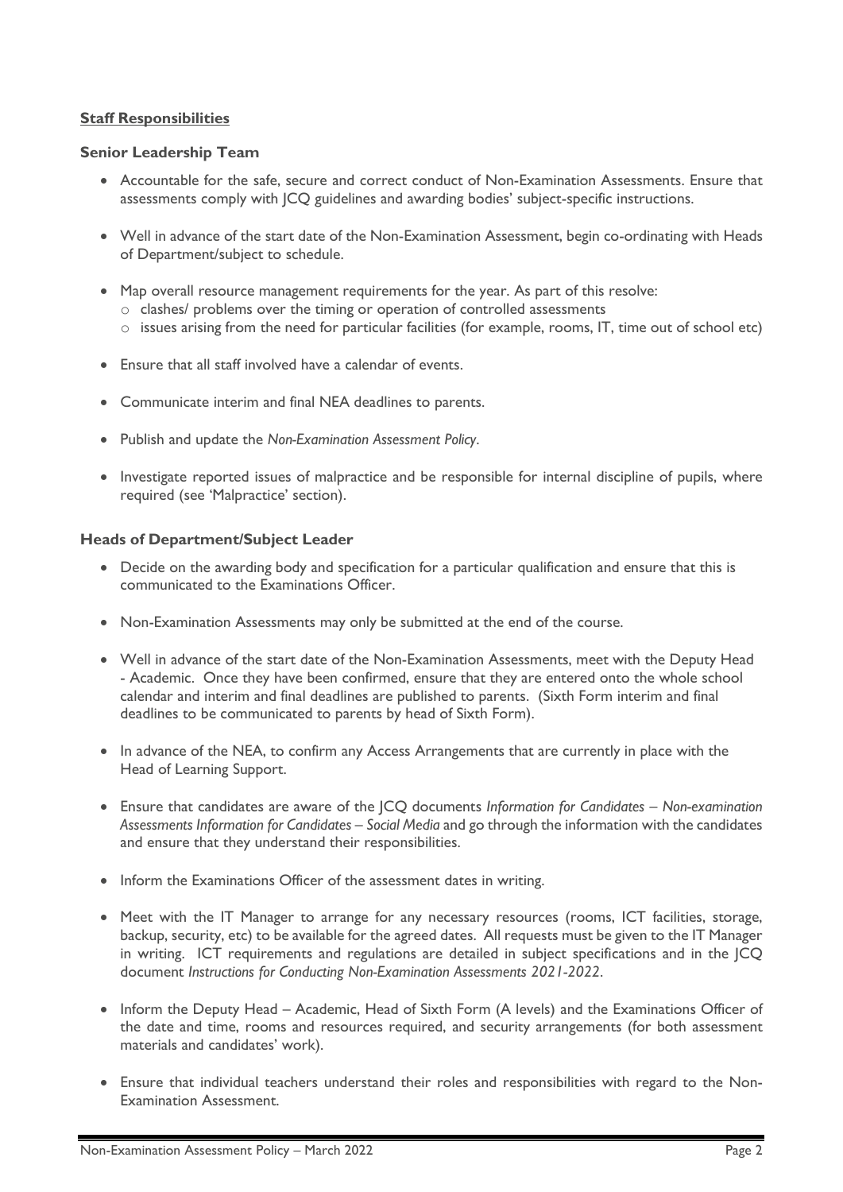## **Staff Responsibilities**

### Senior Leadership Team

- Accountable for the safe, secure and correct conduct of Non-Examination Assessments. Ensure that assessments comply with JCQ guidelines and awarding bodies' subject-specific instructions.
- Well in advance of the start date of the Non-Examination Assessment, begin co-ordinating with Heads of Department/subject to schedule.
- Map overall resource management requirements for the year. As part of this resolve:
  - clashes/ problems over the timing or operation of controlled assessments
  - issues arising from the need for particular facilities (for example, rooms, IT, time out of school etc)
- Ensure that all staff involved have a calendar of events.
- Communicate interim and final NEA deadlines to parents.
- Publish and update the *Non-Examination Assessment Policy*.
- Investigate reported issues of malpractice and be responsible for internal discipline of pupils, where required (see 'Malpractice' section).

### Heads of Department/Subject Leader

- Decide on the awarding body and specification for a particular qualification and ensure that this is communicated to the Examinations Officer.
- Non-Examination Assessments may only be submitted at the end of the course.
- Well in advance of the start date of the Non-Examination Assessments, meet with the Deputy Head - Academic. Once they have been confirmed, ensure that they are entered onto the whole school calendar and interim and final deadlines are published to parents. (Sixth Form interim and final deadlines to be communicated to parents by head of Sixth Form).
- In advance of the NEA, to confirm any Access Arrangements that are currently in place with the Head of Learning Support.
- Ensure that candidates are aware of the JCQ documents *Information for Candidates – Non-examination Assessments Information for Candidates – Social Media* and go through the information with the candidates and ensure that they understand their responsibilities.
- Inform the Examinations Officer of the assessment dates in writing.
- Meet with the IT Manager to arrange for any necessary resources (rooms, ICT facilities, storage, backup, security, etc) to be available for the agreed dates. All requests must be given to the IT Manager in writing. ICT requirements and regulations are detailed in subject specifications and in the JCQ document *Instructions for Conducting Non-Examination Assessments 2021-2022*.
- Inform the Deputy Head – Academic, Head of Sixth Form (A levels) and the Examinations Officer of the date and time, rooms and resources required, and security arrangements (for both assessment materials and candidates' work).
- Ensure that individual teachers understand their roles and responsibilities with regard to the Non-Examination Assessment.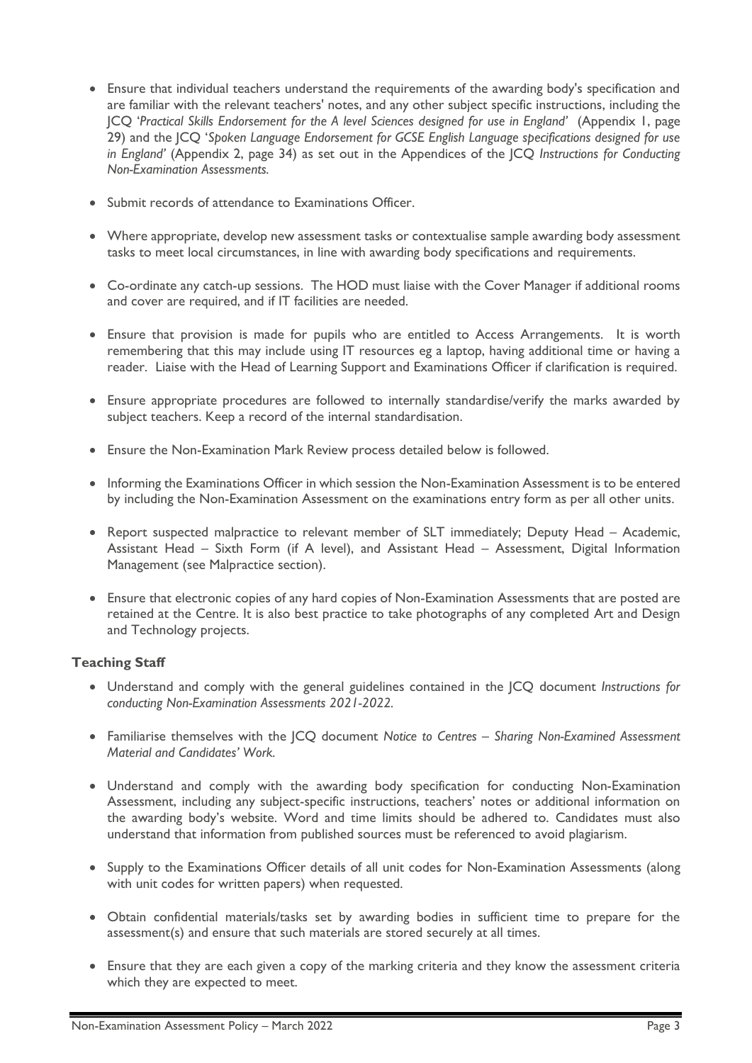- Ensure that individual teachers understand the requirements of the awarding body's specification and are familiar with the relevant teachers' notes, and any other subject specific instructions, including the JCQ '*Practical Skills Endorsement for the A level Sciences designed for use in England*' (Appendix 1, page 29) and the JCQ '*Spoken Language Endorsement for GCSE English Language specifications designed for use in England*' (Appendix 2, page 34) as set out in the Appendices of the JCQ *Instructions for Conducting Non-Examination Assessments.*

- Submit records of attendance to Examinations Officer.

- Where appropriate, develop new assessment tasks or contextualise sample awarding body assessment tasks to meet local circumstances, in line with awarding body specifications and requirements.

- Co-ordinate any catch-up sessions. The HOD must liaise with the Cover Manager if additional rooms and cover are required, and if IT facilities are needed.

- Ensure that provision is made for pupils who are entitled to Access Arrangements. It is worth remembering that this may include using IT resources eg a laptop, having additional time or having a reader. Liaise with the Head of Learning Support and Examinations Officer if clarification is required.

- Ensure appropriate procedures are followed to internally standardise/verify the marks awarded by subject teachers. Keep a record of the internal standardisation.

- Ensure the Non-Examination Mark Review process detailed below is followed.

- Informing the Examinations Officer in which session the Non-Examination Assessment is to be entered by including the Non-Examination Assessment on the examinations entry form as per all other units.

- Report suspected malpractice to relevant member of SLT immediately; Deputy Head – Academic, Assistant Head – Sixth Form (if A level), and Assistant Head – Assessment, Digital Information Management (see Malpractice section).

- Ensure that electronic copies of any hard copies of Non-Examination Assessments that are posted are retained at the Centre. It is also best practice to take photographs of any completed Art and Design and Technology projects.

### Teaching Staff

- Understand and comply with the general guidelines contained in the JCQ document *Instructions for conducting Non-Examination Assessments 2021-2022.*

- Familiarise themselves with the JCQ document *Notice to Centres – Sharing Non-Examined Assessment Material and Candidates' Work.*

- Understand and comply with the awarding body specification for conducting Non-Examination Assessment, including any subject-specific instructions, teachers' notes or additional information on the awarding body's website. Word and time limits should be adhered to. Candidates must also understand that information from published sources must be referenced to avoid plagiarism.

- Supply to the Examinations Officer details of all unit codes for Non-Examination Assessments (along with unit codes for written papers) when requested.

- Obtain confidential materials/tasks set by awarding bodies in sufficient time to prepare for the assessment(s) and ensure that such materials are stored securely at all times.

- Ensure that they are each given a copy of the marking criteria and they know the assessment criteria which they are expected to meet.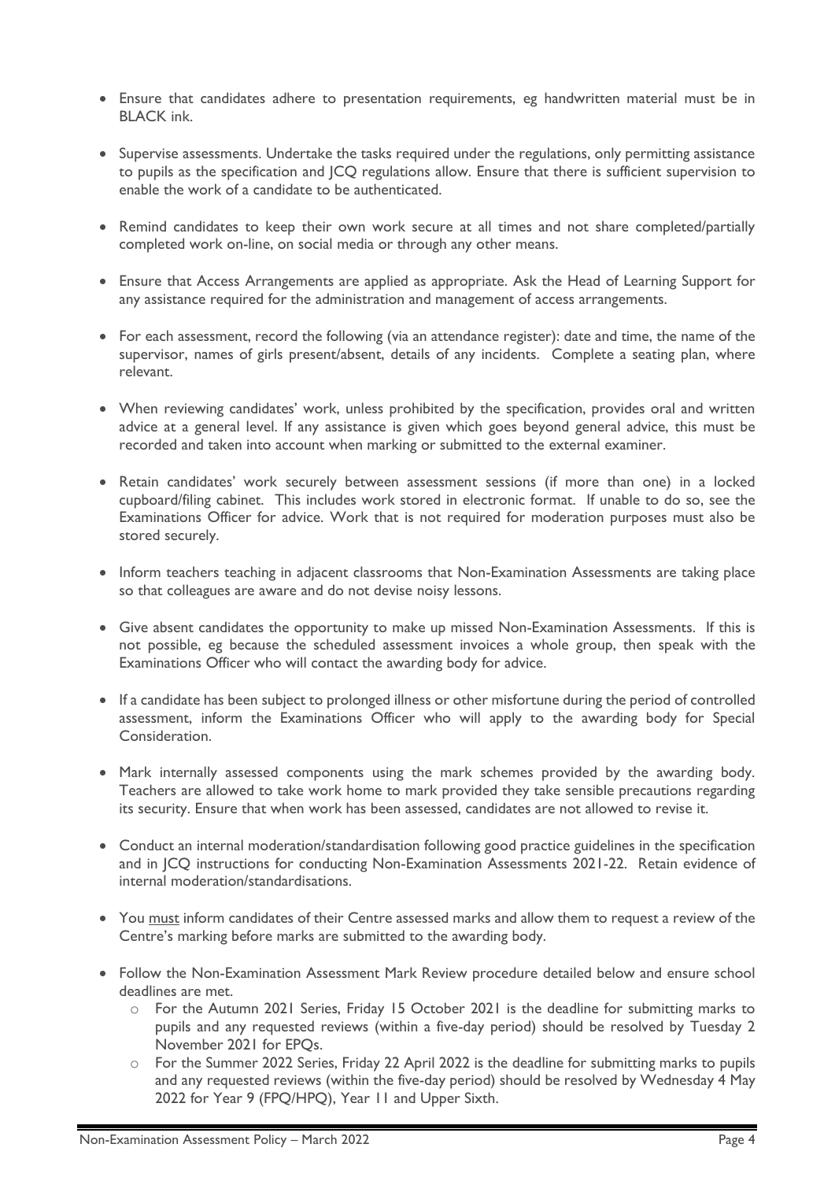- Ensure that candidates adhere to presentation requirements, eg handwritten material must be in BLACK ink.

- Supervise assessments. Undertake the tasks required under the regulations, only permitting assistance to pupils as the specification and JCQ regulations allow. Ensure that there is sufficient supervision to enable the work of a candidate to be authenticated.

- Remind candidates to keep their own work secure at all times and not share completed/partially completed work on-line, on social media or through any other means.

- Ensure that Access Arrangements are applied as appropriate. Ask the Head of Learning Support for any assistance required for the administration and management of access arrangements.

- For each assessment, record the following (via an attendance register): date and time, the name of the supervisor, names of girls present/absent, details of any incidents. Complete a seating plan, where relevant.

- When reviewing candidates' work, unless prohibited by the specification, provides oral and written advice at a general level. If any assistance is given which goes beyond general advice, this must be recorded and taken into account when marking or submitted to the external examiner.

- Retain candidates' work securely between assessment sessions (if more than one) in a locked cupboard/filing cabinet. This includes work stored in electronic format. If unable to do so, see the Examinations Officer for advice. Work that is not required for moderation purposes must also be stored securely.

- Inform teachers teaching in adjacent classrooms that Non-Examination Assessments are taking place so that colleagues are aware and do not devise noisy lessons.

- Give absent candidates the opportunity to make up missed Non-Examination Assessments. If this is not possible, eg because the scheduled assessment invoices a whole group, then speak with the Examinations Officer who will contact the awarding body for advice.

- If a candidate has been subject to prolonged illness or other misfortune during the period of controlled assessment, inform the Examinations Officer who will apply to the awarding body for Special Consideration.

- Mark internally assessed components using the mark schemes provided by the awarding body. Teachers are allowed to take work home to mark provided they take sensible precautions regarding its security. Ensure that when work has been assessed, candidates are not allowed to revise it.

- Conduct an internal moderation/standardisation following good practice guidelines in the specification and in JCQ instructions for conducting Non-Examination Assessments 2021-22. Retain evidence of internal moderation/standardisations.

- You <u>must</u> inform candidates of their Centre assessed marks and allow them to request a review of the Centre's marking before marks are submitted to the awarding body.

- Follow the Non-Examination Assessment Mark Review procedure detailed below and ensure school deadlines are met.
    - For the Autumn 2021 Series, Friday 15 October 2021 is the deadline for submitting marks to pupils and any requested reviews (within a five-day period) should be resolved by Tuesday 2 November 2021 for EPQs.
    - For the Summer 2022 Series, Friday 22 April 2022 is the deadline for submitting marks to pupils and any requested reviews (within the five-day period) should be resolved by Wednesday 4 May 2022 for Year 9 (FPQ/HPQ), Year 11 and Upper Sixth.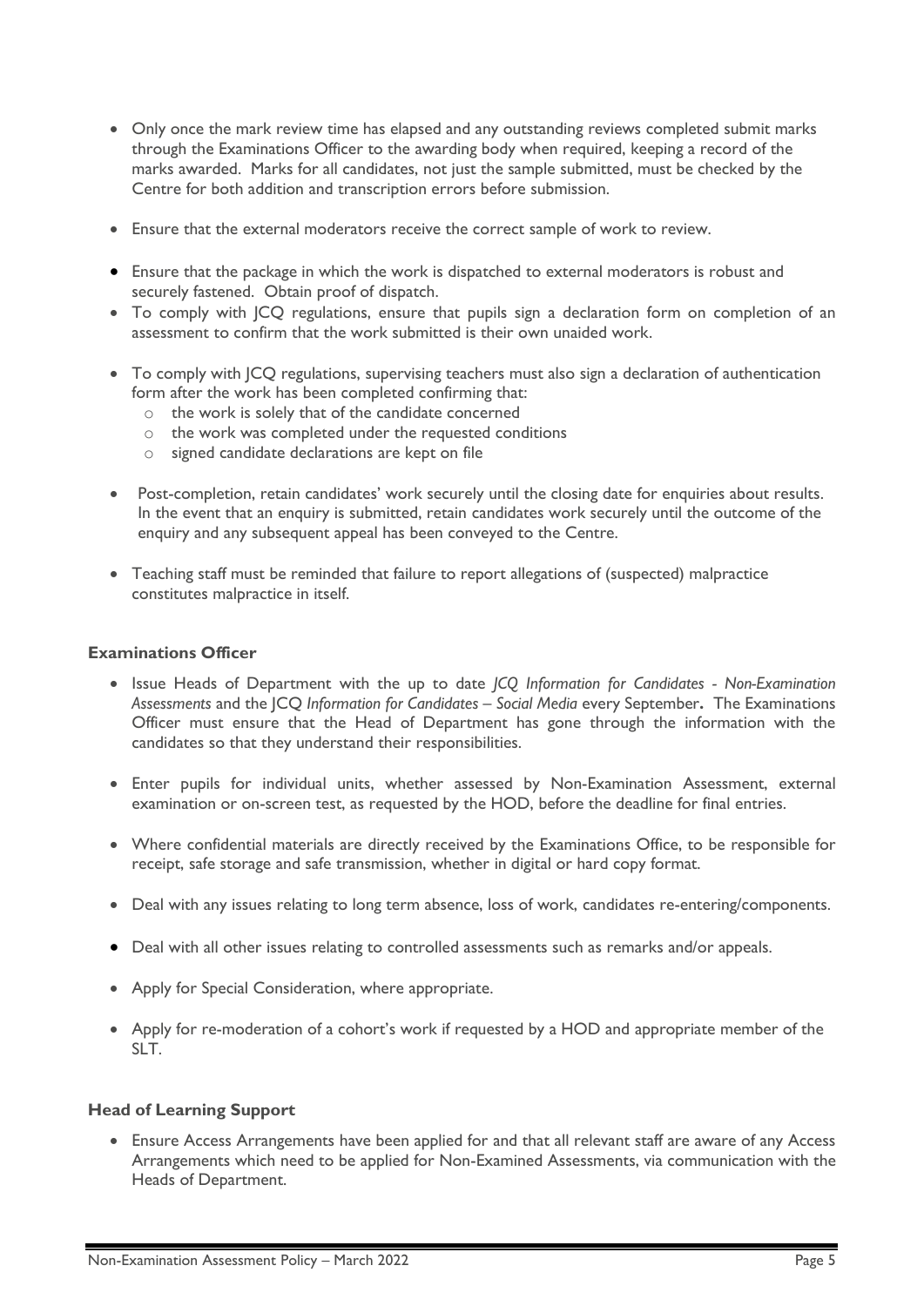- Only once the mark review time has elapsed and any outstanding reviews completed submit marks through the Examinations Officer to the awarding body when required, keeping a record of the marks awarded. Marks for all candidates, not just the sample submitted, must be checked by the Centre for both addition and transcription errors before submission.

- Ensure that the external moderators receive the correct sample of work to review.

- Ensure that the package in which the work is dispatched to external moderators is robust and securely fastened. Obtain proof of dispatch.
- To comply with JCQ regulations, ensure that pupils sign a declaration form on completion of an assessment to confirm that the work submitted is their own unaided work.

- To comply with JCQ regulations, supervising teachers must also sign a declaration of authentication form after the work has been completed confirming that:
  - the work is solely that of the candidate concerned
  - the work was completed under the requested conditions
  - signed candidate declarations are kept on file

- Post-completion, retain candidates' work securely until the closing date for enquiries about results. In the event that an enquiry is submitted, retain candidates work securely until the outcome of the enquiry and any subsequent appeal has been conveyed to the Centre.

- Teaching staff must be reminded that failure to report allegations of (suspected) malpractice constitutes malpractice in itself.

### Examinations Officer

- Issue Heads of Department with the up to date *JCQ Information for Candidates - Non-Examination Assessments* and the JCQ *Information for Candidates – Social Media* every September**.** The Examinations Officer must ensure that the Head of Department has gone through the information with the candidates so that they understand their responsibilities.

- Enter pupils for individual units, whether assessed by Non-Examination Assessment, external examination or on-screen test, as requested by the HOD, before the deadline for final entries.

- Where confidential materials are directly received by the Examinations Office, to be responsible for receipt, safe storage and safe transmission, whether in digital or hard copy format.

- Deal with any issues relating to long term absence, loss of work, candidates re-entering/components.

- Deal with all other issues relating to controlled assessments such as remarks and/or appeals.

- Apply for Special Consideration, where appropriate.

- Apply for re-moderation of a cohort's work if requested by a HOD and appropriate member of the SLT.

### Head of Learning Support

- Ensure Access Arrangements have been applied for and that all relevant staff are aware of any Access Arrangements which need to be applied for Non-Examined Assessments, via communication with the Heads of Department.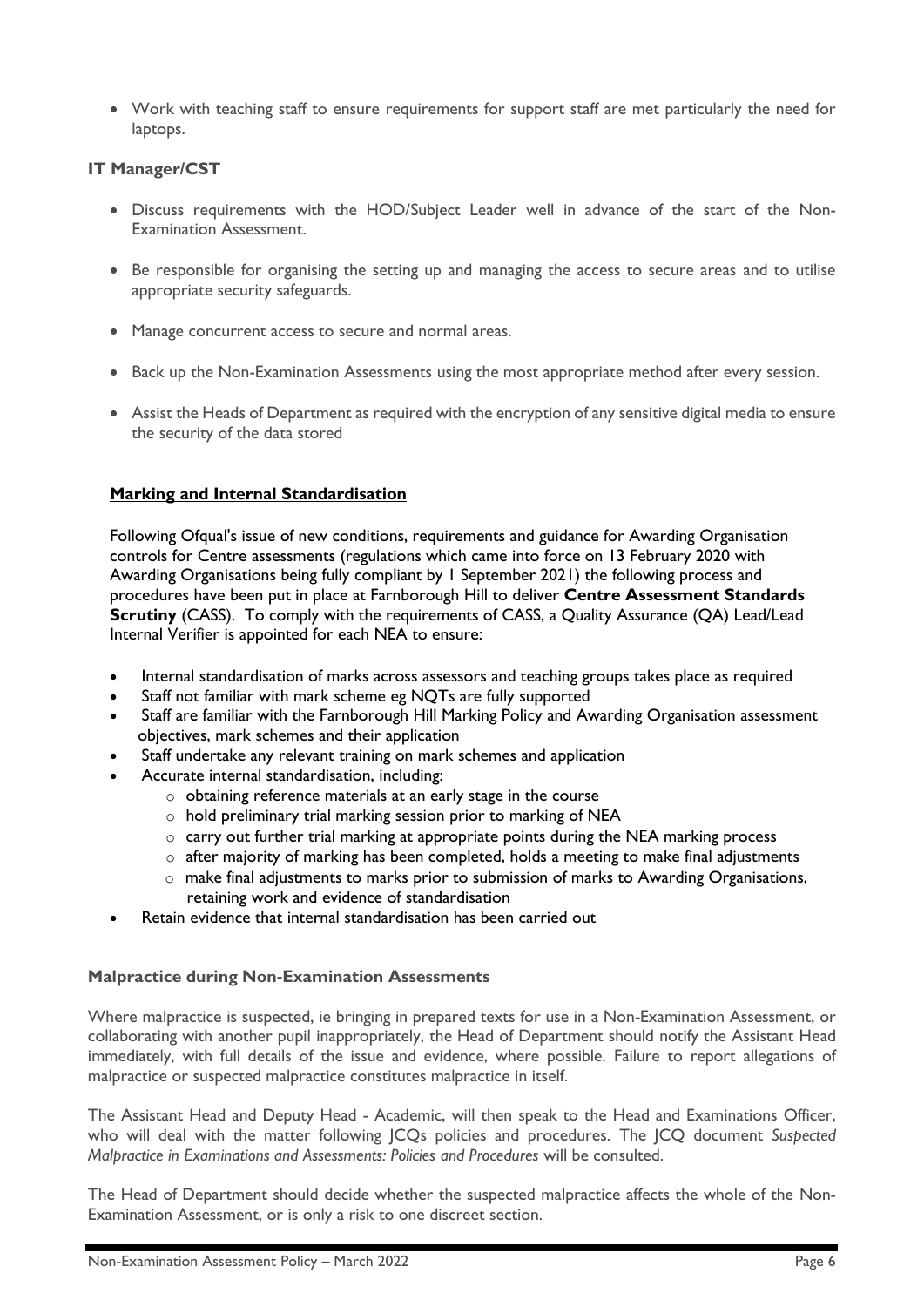- Work with teaching staff to ensure requirements for support staff are met particularly the need for laptops.

### IT Manager/CST

- Discuss requirements with the HOD/Subject Leader well in advance of the start of the Non-Examination Assessment.
- Be responsible for organising the setting up and managing the access to secure areas and to utilise appropriate security safeguards.
- Manage concurrent access to secure and normal areas.
- Back up the Non-Examination Assessments using the most appropriate method after every session.
- Assist the Heads of Department as required with the encryption of any sensitive digital media to ensure the security of the data stored

## Marking and Internal Standardisation

Following Ofqual's issue of new conditions, requirements and guidance for Awarding Organisation controls for Centre assessments (regulations which came into force on 13 February 2020 with Awarding Organisations being fully compliant by 1 September 2021) the following process and procedures have been put in place at Farnborough Hill to deliver **Centre Assessment Standards Scrutiny** (CASS). To comply with the requirements of CASS, a Quality Assurance (QA) Lead/Lead Internal Verifier is appointed for each NEA to ensure:

- Internal standardisation of marks across assessors and teaching groups takes place as required
- Staff not familiar with mark scheme eg NQTs are fully supported
- Staff are familiar with the Farnborough Hill Marking Policy and Awarding Organisation assessment objectives, mark schemes and their application
- Staff undertake any relevant training on mark schemes and application
- Accurate internal standardisation, including:
  - obtaining reference materials at an early stage in the course
  - hold preliminary trial marking session prior to marking of NEA
  - carry out further trial marking at appropriate points during the NEA marking process
  - after majority of marking has been completed, holds a meeting to make final adjustments
  - make final adjustments to marks prior to submission of marks to Awarding Organisations, retaining work and evidence of standardisation
- Retain evidence that internal standardisation has been carried out

### Malpractice during Non-Examination Assessments

Where malpractice is suspected, ie bringing in prepared texts for use in a Non-Examination Assessment, or collaborating with another pupil inappropriately, the Head of Department should notify the Assistant Head immediately, with full details of the issue and evidence, where possible. Failure to report allegations of malpractice or suspected malpractice constitutes malpractice in itself.

The Assistant Head and Deputy Head - Academic, will then speak to the Head and Examinations Officer, who will deal with the matter following JCQs policies and procedures. The JCQ document *Suspected Malpractice in Examinations and Assessments: Policies and Procedures* will be consulted.

The Head of Department should decide whether the suspected malpractice affects the whole of the Non-Examination Assessment, or is only a risk to one discreet section.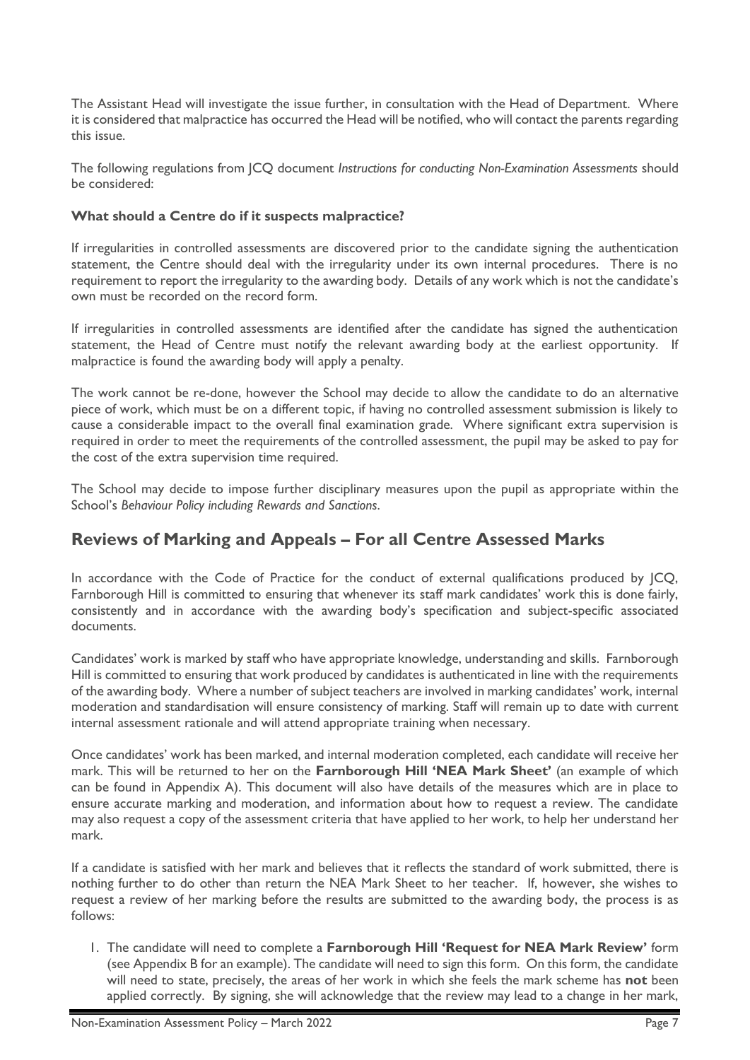The Assistant Head will investigate the issue further, in consultation with the Head of Department. Where it is considered that malpractice has occurred the Head will be notified, who will contact the parents regarding this issue.

The following regulations from JCQ document *Instructions for conducting Non-Examination Assessments* should be considered:

**What should a Centre do if it suspects malpractice?**

If irregularities in controlled assessments are discovered prior to the candidate signing the authentication statement, the Centre should deal with the irregularity under its own internal procedures. There is no requirement to report the irregularity to the awarding body. Details of any work which is not the candidate's own must be recorded on the record form.

If irregularities in controlled assessments are identified after the candidate has signed the authentication statement, the Head of Centre must notify the relevant awarding body at the earliest opportunity. If malpractice is found the awarding body will apply a penalty.

The work cannot be re-done, however the School may decide to allow the candidate to do an alternative piece of work, which must be on a different topic, if having no controlled assessment submission is likely to cause a considerable impact to the overall final examination grade. Where significant extra supervision is required in order to meet the requirements of the controlled assessment, the pupil may be asked to pay for the cost of the extra supervision time required.

The School may decide to impose further disciplinary measures upon the pupil as appropriate within the School's *Behaviour Policy including Rewards and Sanctions*.

## Reviews of Marking and Appeals – For all Centre Assessed Marks

In accordance with the Code of Practice for the conduct of external qualifications produced by JCQ, Farnborough Hill is committed to ensuring that whenever its staff mark candidates' work this is done fairly, consistently and in accordance with the awarding body's specification and subject-specific associated documents.

Candidates' work is marked by staff who have appropriate knowledge, understanding and skills. Farnborough Hill is committed to ensuring that work produced by candidates is authenticated in line with the requirements of the awarding body. Where a number of subject teachers are involved in marking candidates' work, internal moderation and standardisation will ensure consistency of marking. Staff will remain up to date with current internal assessment rationale and will attend appropriate training when necessary.

Once candidates' work has been marked, and internal moderation completed, each candidate will receive her mark. This will be returned to her on the **Farnborough Hill 'NEA Mark Sheet'** (an example of which can be found in Appendix A). This document will also have details of the measures which are in place to ensure accurate marking and moderation, and information about how to request a review. The candidate may also request a copy of the assessment criteria that have applied to her work, to help her understand her mark.

If a candidate is satisfied with her mark and believes that it reflects the standard of work submitted, there is nothing further to do other than return the NEA Mark Sheet to her teacher. If, however, she wishes to request a review of her marking before the results are submitted to the awarding body, the process is as follows:

1. The candidate will need to complete a **Farnborough Hill 'Request for NEA Mark Review'** form (see Appendix B for an example). The candidate will need to sign this form. On this form, the candidate will need to state, precisely, the areas of her work in which she feels the mark scheme has **not** been applied correctly. By signing, she will acknowledge that the review may lead to a change in her mark,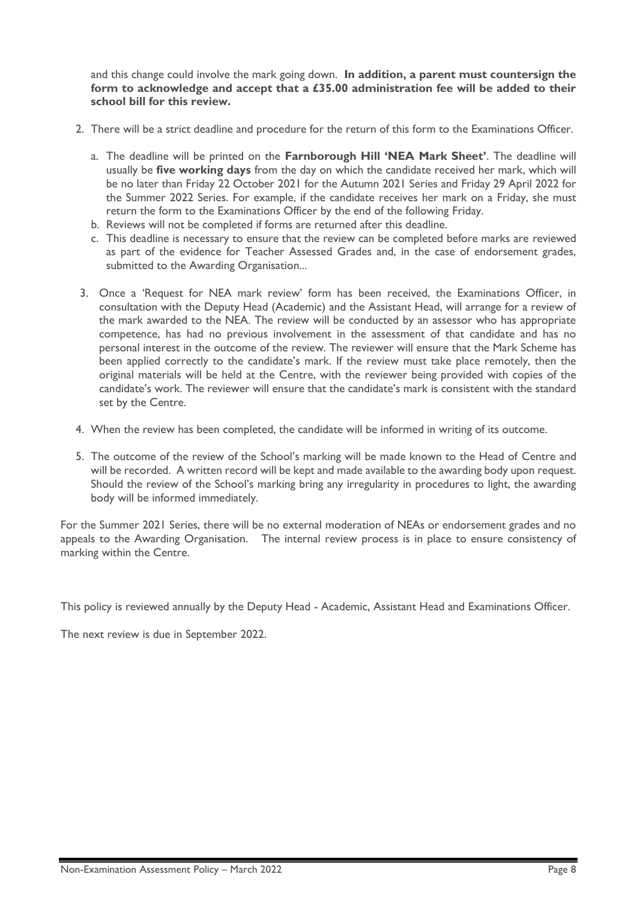and this change could involve the mark going down. **In addition, a parent must countersign the form to acknowledge and accept that a £35.00 administration fee will be added to their school bill for this review.**

2. There will be a strict deadline and procedure for the return of this form to the Examinations Officer.

   a. The deadline will be printed on the **Farnborough Hill 'NEA Mark Sheet'**. The deadline will usually be **five working days** from the day on which the candidate received her mark, which will be no later than Friday 22 October 2021 for the Autumn 2021 Series and Friday 29 April 2022 for the Summer 2022 Series. For example, if the candidate receives her mark on a Friday, she must return the form to the Examinations Officer by the end of the following Friday.
   b. Reviews will not be completed if forms are returned after this deadline.
   c. This deadline is necessary to ensure that the review can be completed before marks are reviewed as part of the evidence for Teacher Assessed Grades and, in the case of endorsement grades, submitted to the Awarding Organisation...

3. Once a 'Request for NEA mark review' form has been received, the Examinations Officer, in consultation with the Deputy Head (Academic) and the Assistant Head, will arrange for a review of the mark awarded to the NEA. The review will be conducted by an assessor who has appropriate competence, has had no previous involvement in the assessment of that candidate and has no personal interest in the outcome of the review. The reviewer will ensure that the Mark Scheme has been applied correctly to the candidate's mark. If the review must take place remotely, then the original materials will be held at the Centre, with the reviewer being provided with copies of the candidate's work. The reviewer will ensure that the candidate's mark is consistent with the standard set by the Centre.

4. When the review has been completed, the candidate will be informed in writing of its outcome.

5. The outcome of the review of the School's marking will be made known to the Head of Centre and will be recorded. A written record will be kept and made available to the awarding body upon request. Should the review of the School's marking bring any irregularity in procedures to light, the awarding body will be informed immediately.

For the Summer 2021 Series, there will be no external moderation of NEAs or endorsement grades and no appeals to the Awarding Organisation. The internal review process is in place to ensure consistency of marking within the Centre.

This policy is reviewed annually by the Deputy Head - Academic, Assistant Head and Examinations Officer.

The next review is due in September 2022.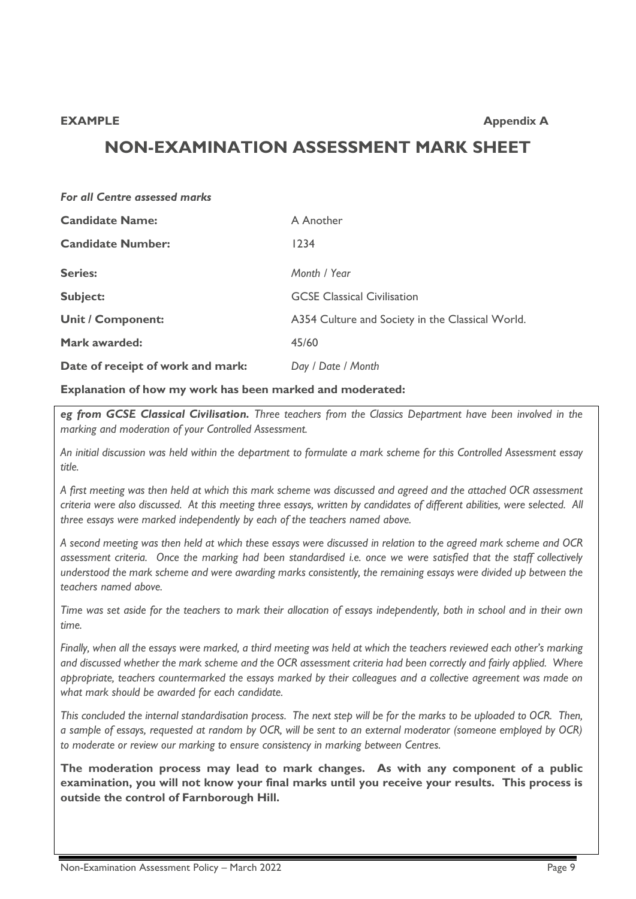**EXAMPLE** **Appendix A**

# NON-EXAMINATION ASSESSMENT MARK SHEET

***For all Centre assessed marks***

| | |
|---|---|
| **Candidate Name:** | A Another |
| **Candidate Number:** | 1234 |
| **Series:** | *Month / Year* |
| **Subject:** | GCSE Classical Civilisation |
| **Unit / Component:** | A354 Culture and Society in the Classical World. |
| **Mark awarded:** | 45/60 |
| **Date of receipt of work and mark:** | *Day / Date / Month* |

**Explanation of how my work has been marked and moderated:**

***eg from GCSE Classical Civilisation.*** *Three teachers from the Classics Department have been involved in the marking and moderation of your Controlled Assessment.*

*An initial discussion was held within the department to formulate a mark scheme for this Controlled Assessment essay title.*

*A first meeting was then held at which this mark scheme was discussed and agreed and the attached OCR assessment criteria were also discussed. At this meeting three essays, written by candidates of different abilities, were selected. All three essays were marked independently by each of the teachers named above.*

*A second meeting was then held at which these essays were discussed in relation to the agreed mark scheme and OCR assessment criteria. Once the marking had been standardised i.e. once we were satisfied that the staff collectively understood the mark scheme and were awarding marks consistently, the remaining essays were divided up between the teachers named above.*

*Time was set aside for the teachers to mark their allocation of essays independently, both in school and in their own time.*

*Finally, when all the essays were marked, a third meeting was held at which the teachers reviewed each other's marking and discussed whether the mark scheme and the OCR assessment criteria had been correctly and fairly applied. Where appropriate, teachers countermarked the essays marked by their colleagues and a collective agreement was made on what mark should be awarded for each candidate.*

*This concluded the internal standardisation process. The next step will be for the marks to be uploaded to OCR. Then, a sample of essays, requested at random by OCR, will be sent to an external moderator (someone employed by OCR) to moderate or review our marking to ensure consistency in marking between Centres.*

**The moderation process may lead to mark changes. As with any component of a public examination, you will not know your final marks until you receive your results. This process is outside the control of Farnborough Hill.**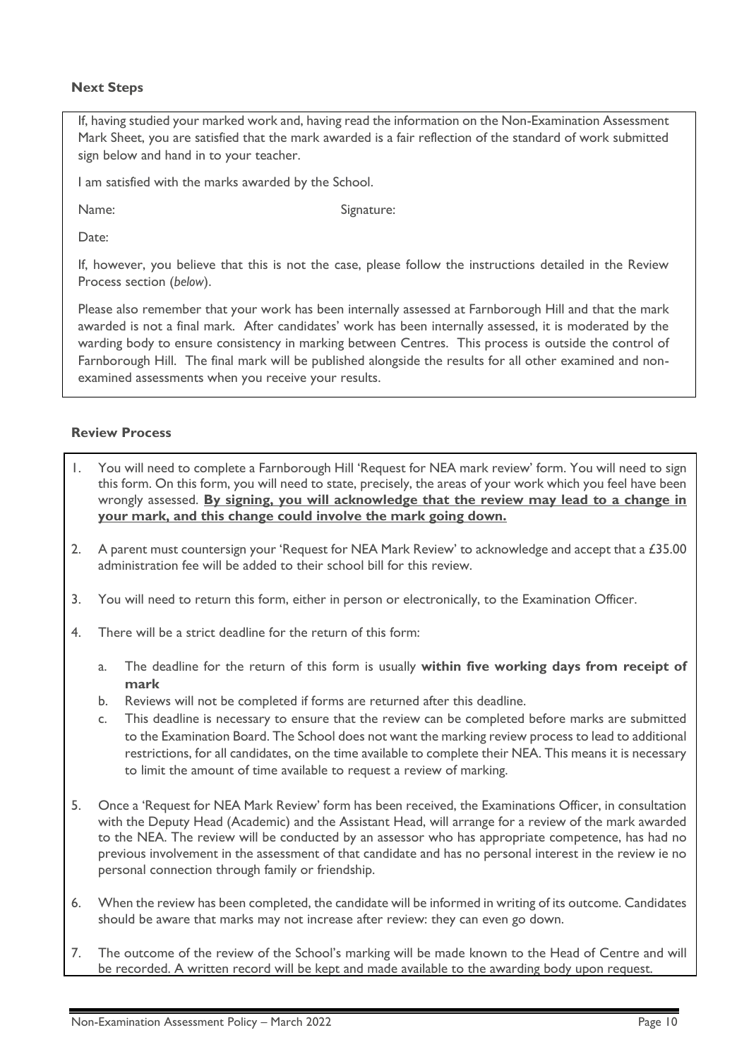### Next Steps

If, having studied your marked work and, having read the information on the Non-Examination Assessment Mark Sheet, you are satisfied that the mark awarded is a fair reflection of the standard of work submitted sign below and hand in to your teacher.

I am satisfied with the marks awarded by the School.

Name: Signature:

Date:

If, however, you believe that this is not the case, please follow the instructions detailed in the Review Process section (*below*).

Please also remember that your work has been internally assessed at Farnborough Hill and that the mark awarded is not a final mark. After candidates' work has been internally assessed, it is moderated by the warding body to ensure consistency in marking between Centres. This process is outside the control of Farnborough Hill. The final mark will be published alongside the results for all other examined and non-examined assessments when you receive your results.

### Review Process

1. You will need to complete a Farnborough Hill 'Request for NEA mark review' form. You will need to sign this form. On this form, you will need to state, precisely, the areas of your work which you feel have been wrongly assessed. **<u>By signing, you will acknowledge that the review may lead to a change in your mark, and this change could involve the mark going down.</u>**
2. A parent must countersign your 'Request for NEA Mark Review' to acknowledge and accept that a £35.00 administration fee will be added to their school bill for this review.
3. You will need to return this form, either in person or electronically, to the Examination Officer.
4. There will be a strict deadline for the return of this form:
   a. The deadline for the return of this form is usually **within five working days from receipt of mark**
   b. Reviews will not be completed if forms are returned after this deadline.
   c. This deadline is necessary to ensure that the review can be completed before marks are submitted to the Examination Board. The School does not want the marking review process to lead to additional restrictions, for all candidates, on the time available to complete their NEA. This means it is necessary to limit the amount of time available to request a review of marking.
5. Once a 'Request for NEA Mark Review' form has been received, the Examinations Officer, in consultation with the Deputy Head (Academic) and the Assistant Head, will arrange for a review of the mark awarded to the NEA. The review will be conducted by an assessor who has appropriate competence, has had no previous involvement in the assessment of that candidate and has no personal interest in the review ie no personal connection through family or friendship.
6. When the review has been completed, the candidate will be informed in writing of its outcome. Candidates should be aware that marks may not increase after review: they can even go down.
7. The outcome of the review of the School's marking will be made known to the Head of Centre and will be recorded. A written record will be kept and made available to the awarding body upon request.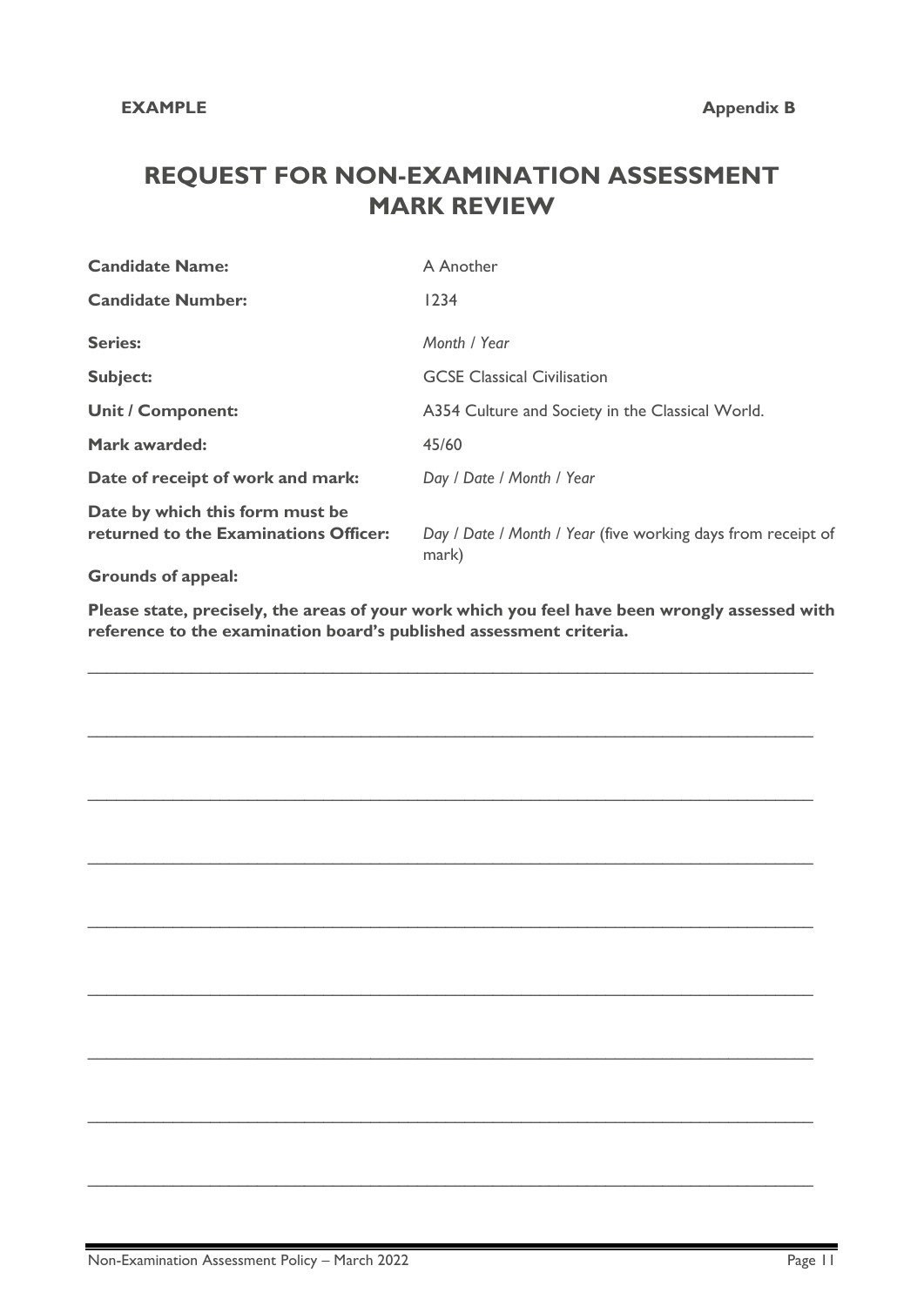**EXAMPLE** **Appendix B**

# REQUEST FOR NON-EXAMINATION ASSESSMENT MARK REVIEW

| | |
|---|---|
| **Candidate Name:** | A Another |
| **Candidate Number:** | 1234 |
| **Series:** | *Month / Year* |
| **Subject:** | GCSE Classical Civilisation |
| **Unit / Component:** | A354 Culture and Society in the Classical World. |
| **Mark awarded:** | 45/60 |
| **Date of receipt of work and mark:** | *Day / Date / Month / Year* |
| **Date by which this form must be returned to the Examinations Officer:** | *Day / Date / Month / Year* (five working days from receipt of mark) |

**Grounds of appeal:**

**Please state, precisely, the areas of your work which you feel have been wrongly assessed with reference to the examination board's published assessment criteria.**

\_\_\_\_\_\_\_\_\_\_\_\_\_\_\_\_\_\_\_\_\_\_\_\_\_\_\_\_\_\_\_\_\_\_\_\_\_\_\_\_\_\_\_\_\_\_\_\_\_\_\_\_\_\_\_\_\_\_\_\_\_\_\_\_\_\_\_\_\_\_\_\_

\_\_\_\_\_\_\_\_\_\_\_\_\_\_\_\_\_\_\_\_\_\_\_\_\_\_\_\_\_\_\_\_\_\_\_\_\_\_\_\_\_\_\_\_\_\_\_\_\_\_\_\_\_\_\_\_\_\_\_\_\_\_\_\_\_\_\_\_\_\_\_\_

\_\_\_\_\_\_\_\_\_\_\_\_\_\_\_\_\_\_\_\_\_\_\_\_\_\_\_\_\_\_\_\_\_\_\_\_\_\_\_\_\_\_\_\_\_\_\_\_\_\_\_\_\_\_\_\_\_\_\_\_\_\_\_\_\_\_\_\_\_\_\_\_

\_\_\_\_\_\_\_\_\_\_\_\_\_\_\_\_\_\_\_\_\_\_\_\_\_\_\_\_\_\_\_\_\_\_\_\_\_\_\_\_\_\_\_\_\_\_\_\_\_\_\_\_\_\_\_\_\_\_\_\_\_\_\_\_\_\_\_\_\_\_\_\_

\_\_\_\_\_\_\_\_\_\_\_\_\_\_\_\_\_\_\_\_\_\_\_\_\_\_\_\_\_\_\_\_\_\_\_\_\_\_\_\_\_\_\_\_\_\_\_\_\_\_\_\_\_\_\_\_\_\_\_\_\_\_\_\_\_\_\_\_\_\_\_\_

\_\_\_\_\_\_\_\_\_\_\_\_\_\_\_\_\_\_\_\_\_\_\_\_\_\_\_\_\_\_\_\_\_\_\_\_\_\_\_\_\_\_\_\_\_\_\_\_\_\_\_\_\_\_\_\_\_\_\_\_\_\_\_\_\_\_\_\_\_\_\_\_

\_\_\_\_\_\_\_\_\_\_\_\_\_\_\_\_\_\_\_\_\_\_\_\_\_\_\_\_\_\_\_\_\_\_\_\_\_\_\_\_\_\_\_\_\_\_\_\_\_\_\_\_\_\_\_\_\_\_\_\_\_\_\_\_\_\_\_\_\_\_\_\_

\_\_\_\_\_\_\_\_\_\_\_\_\_\_\_\_\_\_\_\_\_\_\_\_\_\_\_\_\_\_\_\_\_\_\_\_\_\_\_\_\_\_\_\_\_\_\_\_\_\_\_\_\_\_\_\_\_\_\_\_\_\_\_\_\_\_\_\_\_\_\_\_

\_\_\_\_\_\_\_\_\_\_\_\_\_\_\_\_\_\_\_\_\_\_\_\_\_\_\_\_\_\_\_\_\_\_\_\_\_\_\_\_\_\_\_\_\_\_\_\_\_\_\_\_\_\_\_\_\_\_\_\_\_\_\_\_\_\_\_\_\_\_\_\_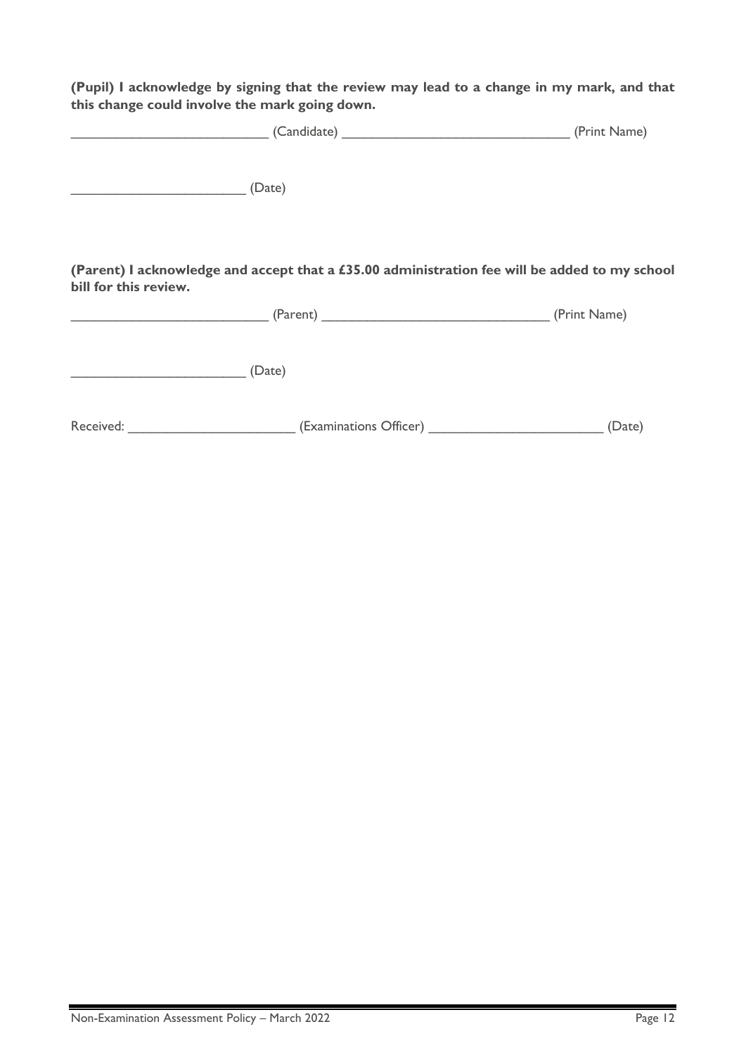**(Pupil) I acknowledge by signing that the review may lead to a change in my mark, and that this change could involve the mark going down.**

___________________________ (Candidate) _______________________________ (Print Name)

________________________ (Date)

**(Parent) I acknowledge and accept that a £35.00 administration fee will be added to my school bill for this review.**

___________________________ (Parent) _______________________________ (Print Name)

________________________ (Date)

Received: _______________________ (Examinations Officer) ________________________ (Date)